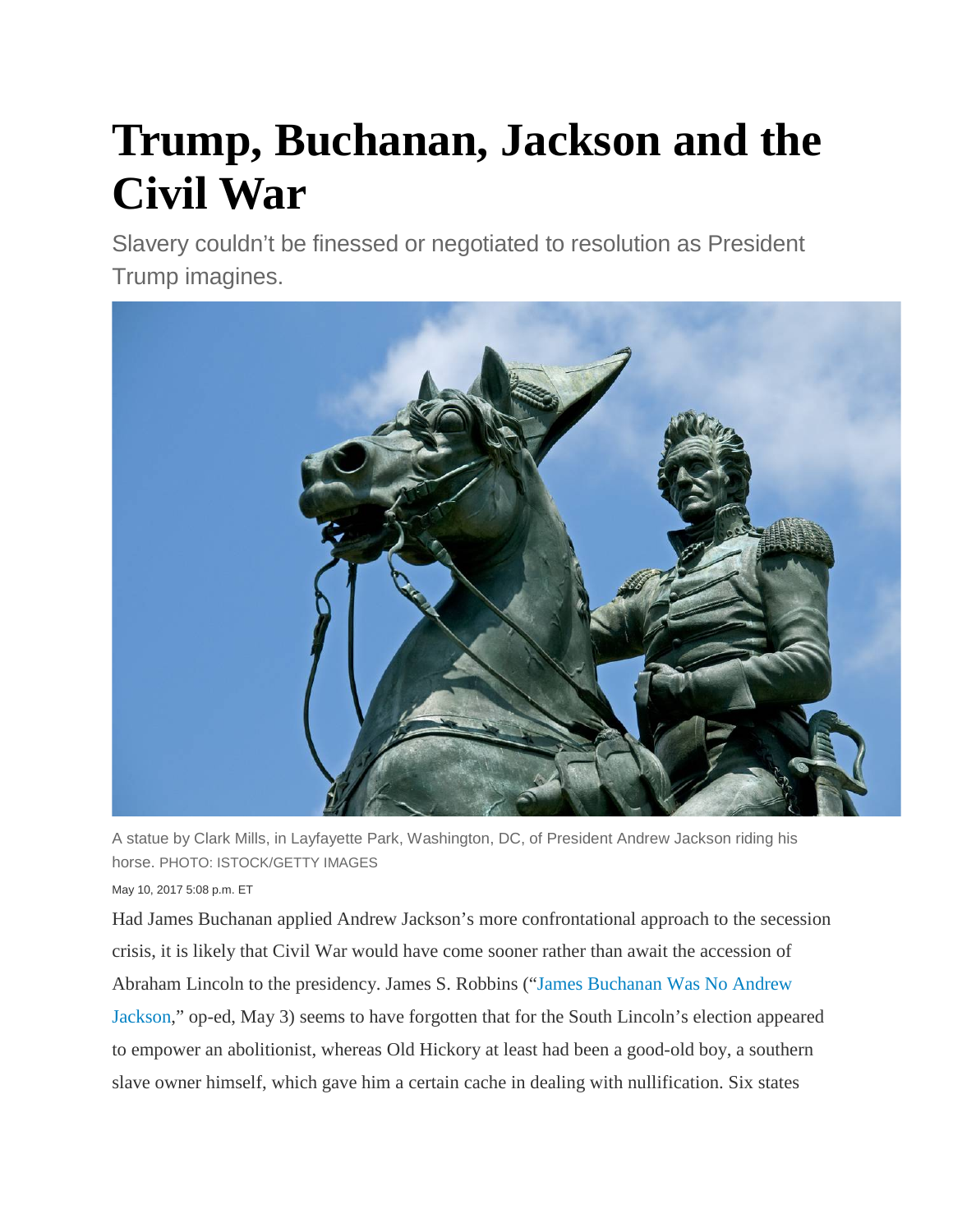# Trump, Buchanan, Jackson and the Civil War

Slavery couldn't be finessed or negotiated to resolution as President Trump imagines.

A statue by Clark Mills, in Layfayette Park, Washington, DC, of President Andrew Jackson riding his horse. PHOTO: ISTOCK/GETTY IMAGES

May 10, 2017 5:08 p.m. ET

Had James Buchanan applied Andrew Jackson's more confrontational approach to the secession crisis, it is likely that Civil War would have come sooner rather than await the accession of Abraham Lincoln to the presidency. James S. Robbins ("James Buchanan Was No Andrew Jackson," op-ed, May 3) seems to have forgotten that for the South Lincoln's election appeared to empower an abolitionist, whereas Old Hickory at least had been a good-old boy, a southern slave owner himself, which gave him a certain cache in dealing with nullification. Six states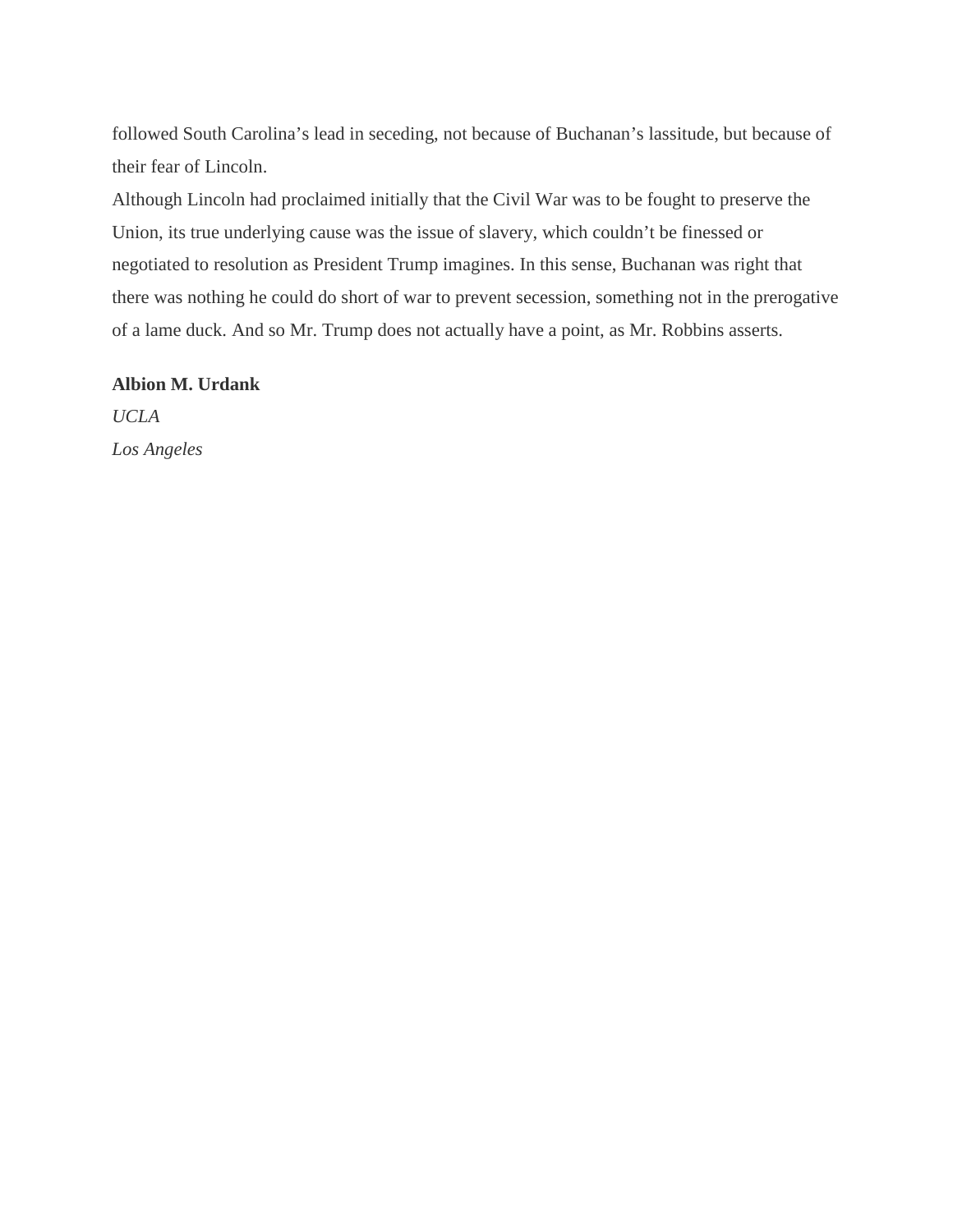followed South Carolina's lead in seceding, not because of Buchanan's lassitude, but because of their fear of Lincoln.

Although Lincoln had proclaimed initially that the Civil War was to be fought to preserve the Union, its true underlying cause was the issue of slavery, which couldn't be finessed or negotiated to resolution as President Trump imagines. In this sense, Buchanan was right that there was nothing he could do short of war to prevent secession, something not in the prerogative of a lame duck. And so Mr. Trump does not actually have a point, as Mr. Robbins asserts.

**Albion M. Urdank**

*UCLA*

*Los Angeles*